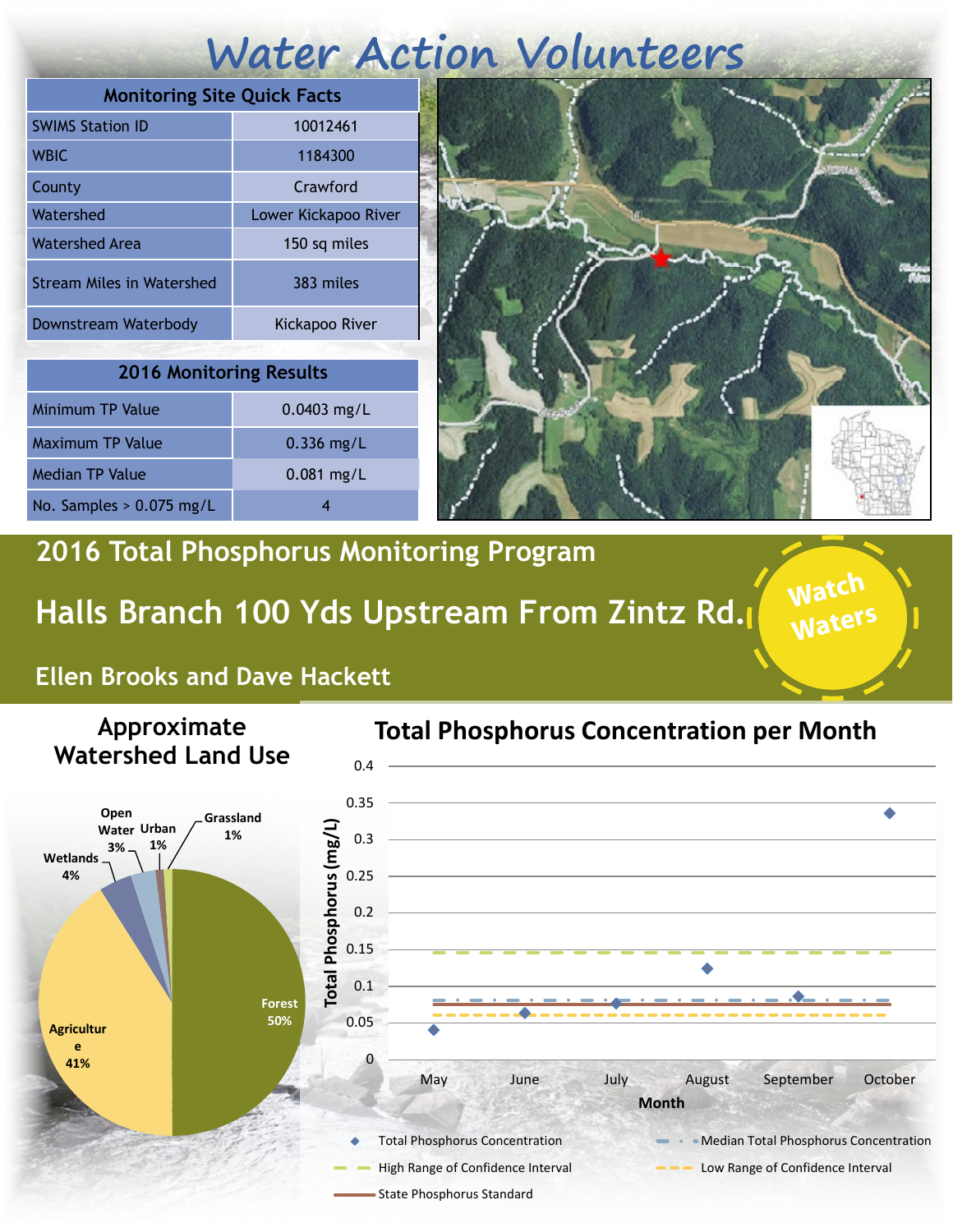# Water Action Volunteers

| Monitoring Site Quick Facts | |
|---|---|
| SWIMS Station ID | 10012461 |
| WBIC | 1184300 |
| County | Crawford |
| Watershed | Lower Kickapoo River |
| Watershed Area | 150 sq miles |
| Stream Miles in Watershed | 383 miles |
| Downstream Waterbody | Kickapoo River |

| 2016 Monitoring Results | |
|---|---|
| Minimum TP Value | 0.0403 mg/L |
| Maximum TP Value | 0.336 mg/L |
| Median TP Value | 0.081 mg/L |
| No. Samples > 0.075 mg/L | 4 |

## 2016 Total Phosphorus Monitoring Program

## Halls Branch 100 Yds Upstream From Zintz Rd.

Watch Waters

### Ellen Brooks and Dave Hackett

### Approximate Watershed Land Use

Forest 50%, Agriculture 41%, Wetlands 4%, Open Water 3%, Urban 1%, Grassland 1%

### Total Phosphorus Concentration per Month

Total Phosphorus (mg/L); Month: May, June, July, August, September, October

Legend: Total Phosphorus Concentration; Median Total Phosphorus Concentration; High Range of Confidence Interval; Low Range of Confidence Interval; State Phosphorus Standard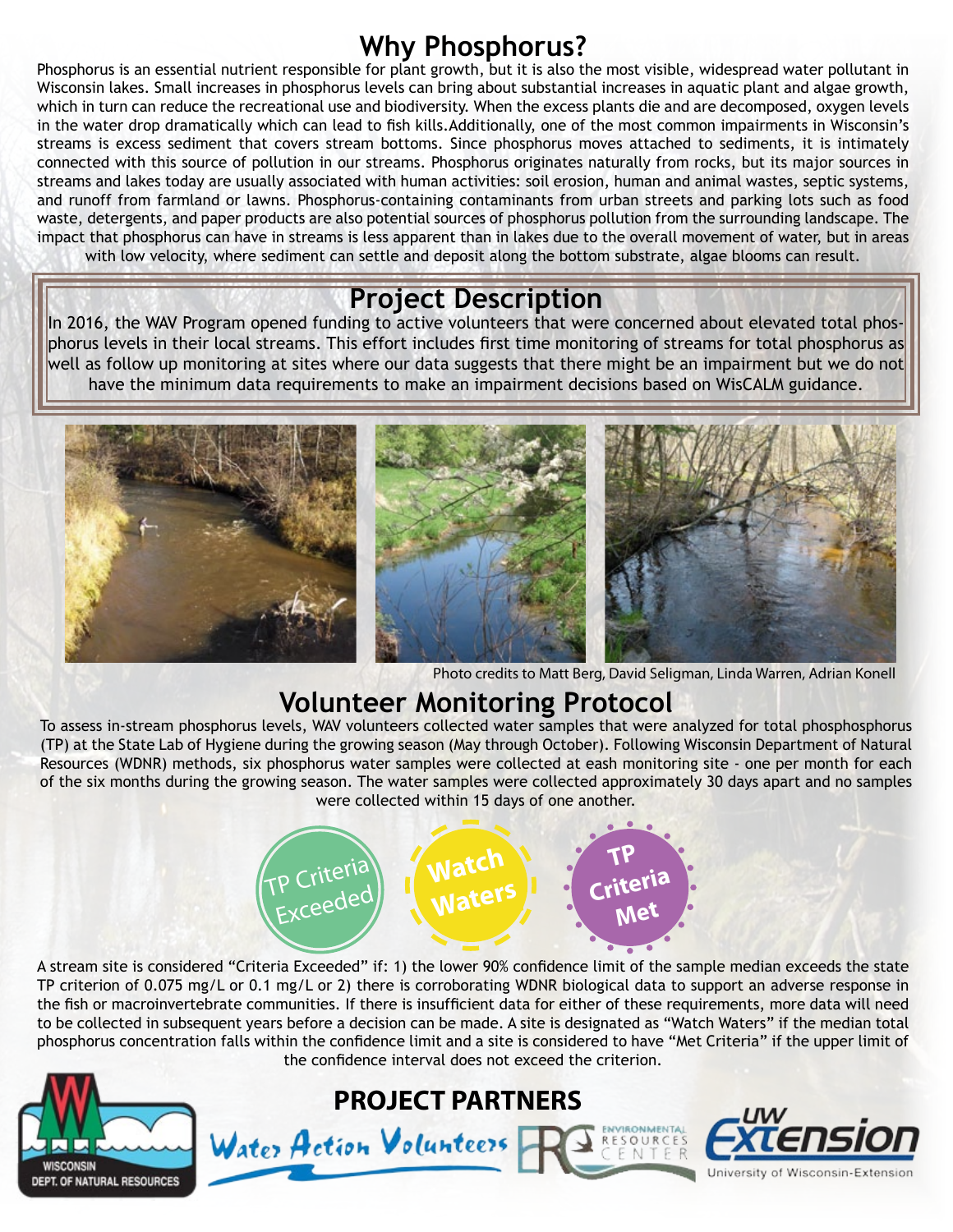## Why Phosphorus?

Phosphorus is an essential nutrient responsible for plant growth, but it is also the most visible, widespread water pollutant in Wisconsin lakes. Small increases in phosphorus levels can bring about substantial increases in aquatic plant and algae growth, which in turn can reduce the recreational use and biodiversity. When the excess plants die and are decomposed, oxygen levels in the water drop dramatically which can lead to fish kills.Additionally, one of the most common impairments in Wisconsin's streams is excess sediment that covers stream bottoms. Since phosphorus moves attached to sediments, it is intimately connected with this source of pollution in our streams. Phosphorus originates naturally from rocks, but its major sources in streams and lakes today are usually associated with human activities: soil erosion, human and animal wastes, septic systems, and runoff from farmland or lawns. Phosphorus-containing contaminants from urban streets and parking lots such as food waste, detergents, and paper products are also potential sources of phosphorus pollution from the surrounding landscape. The impact that phosphorus can have in streams is less apparent than in lakes due to the overall movement of water, but in areas with low velocity, where sediment can settle and deposit along the bottom substrate, algae blooms can result.

## Project Description

In 2016, the WAV Program opened funding to active volunteers that were concerned about elevated total phosphorus levels in their local streams. This effort includes first time monitoring of streams for total phosphorus as well as follow up monitoring at sites where our data suggests that there might be an impairment but we do not have the minimum data requirements to make an impairment decisions based on WisCALM guidance.

Photo credits to Matt Berg, David Seligman, Linda Warren, Adrian Konell

## Volunteer Monitoring Protocol

To assess in-stream phosphorus levels, WAV volunteers collected water samples that were analyzed for total phosphosphorus (TP) at the State Lab of Hygiene during the growing season (May through October). Following Wisconsin Department of Natural Resources (WDNR) methods, six phosphorus water samples were collected at eash monitoring site - one per month for each of the six months during the growing season. The water samples were collected approximately 30 days apart and no samples were collected within 15 days of one another.

TP Criteria Exceeded

Watch Waters

TP Criteria Met

A stream site is considered "Criteria Exceeded" if: 1) the lower 90% confidence limit of the sample median exceeds the state TP criterion of 0.075 mg/L or 0.1 mg/L or 2) there is corroborating WDNR biological data to support an adverse response in the fish or macroinvertebrate communities. If there is insufficient data for either of these requirements, more data will need to be collected in subsequent years before a decision can be made. A site is designated as "Watch Waters" if the median total phosphorus concentration falls within the confidence limit and a site is considered to have "Met Criteria" if the upper limit of the confidence interval does not exceed the criterion.

## PROJECT PARTNERS

Wisconsin Dept. of Natural Resources

Water Action Volunteers

Environmental Resources Center

UW Extension — University of Wisconsin-Extension